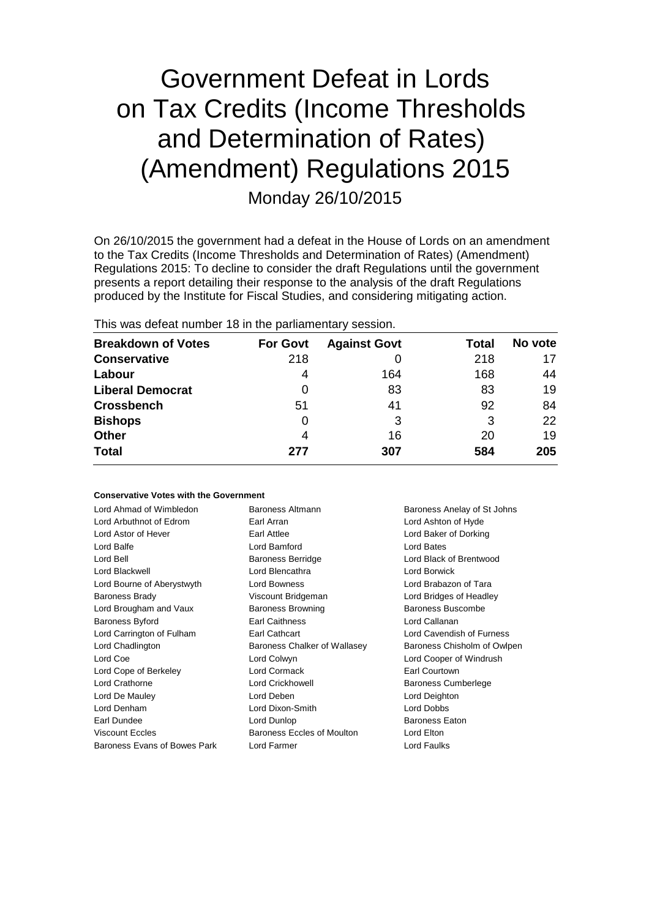# Government Defeat in Lords on Tax Credits (Income Thresholds and Determination of Rates) (Amendment) Regulations 2015

Monday 26/10/2015

On 26/10/2015 the government had a defeat in the House of Lords on an amendment to the Tax Credits (Income Thresholds and Determination of Rates) (Amendment) Regulations 2015: To decline to consider the draft Regulations until the government presents a report detailing their response to the analysis of the draft Regulations produced by the Institute for Fiscal Studies, and considering mitigating action.

This was defeat number 18 in the parliamentary session.

| Breakdown of Votes | For Govt | Against Govt | Total | No vote |
|---|---|---|---|---|
| **Conservative** | 218 | 0 | 218 | 17 |
| **Labour** | 4 | 164 | 168 | 44 |
| **Liberal Democrat** | 0 | 83 | 83 | 19 |
| **Crossbench** | 51 | 41 | 92 | 84 |
| **Bishops** | 0 | 3 | 3 | 22 |
| **Other** | 4 | 16 | 20 | 19 |
| **Total** | **277** | **307** | **584** | **205** |

**Conservative Votes with the Government**

Lord Ahmad of Wimbledon
Baroness Altmann
Baroness Anelay of St Johns
Lord Arbuthnot of Edrom
Earl Arran
Lord Ashton of Hyde
Lord Astor of Hever
Earl Attlee
Lord Baker of Dorking
Lord Balfe
Lord Bamford
Lord Bates
Lord Bell
Baroness Berridge
Lord Black of Brentwood
Lord Blackwell
Lord Blencathra
Lord Borwick
Lord Bourne of Aberystwyth
Lord Bowness
Lord Brabazon of Tara
Baroness Brady
Viscount Bridgeman
Lord Bridges of Headley
Lord Brougham and Vaux
Baroness Browning
Baroness Buscombe
Baroness Byford
Earl Caithness
Lord Callanan
Lord Carrington of Fulham
Earl Cathcart
Lord Cavendish of Furness
Lord Chadlington
Baroness Chalker of Wallasey
Baroness Chisholm of Owlpen
Lord Coe
Lord Colwyn
Lord Cooper of Windrush
Lord Cope of Berkeley
Lord Cormack
Earl Courtown
Lord Crathorne
Lord Crickhowell
Baroness Cumberlege
Lord De Mauley
Lord Deben
Lord Deighton
Lord Denham
Lord Dixon-Smith
Lord Dobbs
Earl Dundee
Lord Dunlop
Baroness Eaton
Viscount Eccles
Baroness Eccles of Moulton
Lord Elton
Baroness Evans of Bowes Park
Lord Farmer
Lord Faulks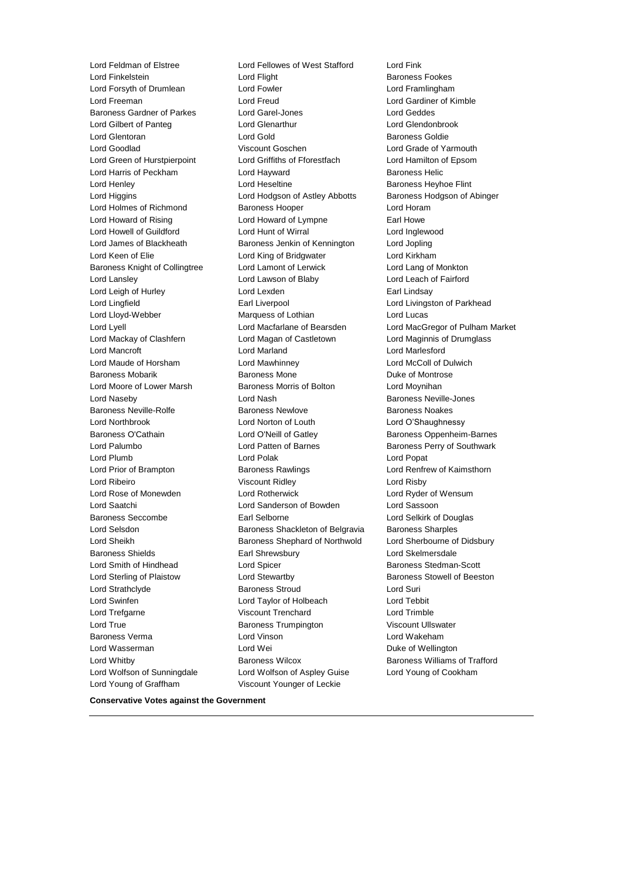Lord Feldman of Elstree
Lord Fellowes of West Stafford
Lord Fink
Lord Finkelstein
Lord Flight
Baroness Fookes
Lord Forsyth of Drumlean
Lord Fowler
Lord Framlingham
Lord Freeman
Lord Freud
Lord Gardiner of Kimble
Baroness Gardner of Parkes
Lord Garel-Jones
Lord Geddes
Lord Gilbert of Panteg
Lord Glenarthur
Lord Glendonbrook
Lord Glentoran
Lord Gold
Baroness Goldie
Lord Goodlad
Viscount Goschen
Lord Grade of Yarmouth
Lord Green of Hurstpierpoint
Lord Griffiths of Fforestfach
Lord Hamilton of Epsom
Lord Harris of Peckham
Lord Hayward
Baroness Helic
Lord Henley
Lord Heseltine
Baroness Heyhoe Flint
Lord Higgins
Lord Hodgson of Astley Abbotts
Baroness Hodgson of Abinger
Lord Holmes of Richmond
Baroness Hooper
Lord Horam
Lord Howard of Rising
Lord Howard of Lympne
Earl Howe
Lord Howell of Guildford
Lord Hunt of Wirral
Lord Inglewood
Lord James of Blackheath
Baroness Jenkin of Kennington
Lord Jopling
Lord Keen of Elie
Lord King of Bridgwater
Lord Kirkham
Baroness Knight of Collingtree
Lord Lamont of Lerwick
Lord Lang of Monkton
Lord Lansley
Lord Lawson of Blaby
Lord Leach of Fairford
Lord Leigh of Hurley
Lord Lexden
Earl Lindsay
Lord Lingfield
Earl Liverpool
Lord Livingston of Parkhead
Lord Lloyd-Webber
Marquess of Lothian
Lord Lucas
Lord Lyell
Lord Macfarlane of Bearsden
Lord MacGregor of Pulham Market
Lord Mackay of Clashfern
Lord Magan of Castletown
Lord Maginnis of Drumglass
Lord Mancroft
Lord Marland
Lord Marlesford
Lord Maude of Horsham
Lord Mawhinney
Lord McColl of Dulwich
Baroness Mobarik
Baroness Mone
Duke of Montrose
Lord Moore of Lower Marsh
Baroness Morris of Bolton
Lord Moynihan
Lord Naseby
Lord Nash
Baroness Neville-Jones
Baroness Neville-Rolfe
Baroness Newlove
Baroness Noakes
Lord Northbrook
Lord Norton of Louth
Lord O'Shaughnessy
Baroness O'Cathain
Lord O'Neill of Gatley
Baroness Oppenheim-Barnes
Lord Palumbo
Lord Patten of Barnes
Baroness Perry of Southwark
Lord Plumb
Lord Polak
Lord Popat
Lord Prior of Brampton
Baroness Rawlings
Lord Renfrew of Kaimsthorn
Lord Ribeiro
Viscount Ridley
Lord Risby
Lord Rose of Monewden
Lord Rotherwick
Lord Ryder of Wensum
Lord Saatchi
Lord Sanderson of Bowden
Lord Sassoon
Baroness Seccombe
Earl Selborne
Lord Selkirk of Douglas
Lord Selsdon
Baroness Shackleton of Belgravia
Baroness Sharples
Lord Sheikh
Baroness Shephard of Northwold
Lord Sherbourne of Didsbury
Baroness Shields
Earl Shrewsbury
Lord Skelmersdale
Lord Smith of Hindhead
Lord Spicer
Baroness Stedman-Scott
Lord Sterling of Plaistow
Lord Stewartby
Baroness Stowell of Beeston
Lord Strathclyde
Baroness Stroud
Lord Suri
Lord Swinfen
Lord Taylor of Holbeach
Lord Tebbit
Lord Trefgarne
Viscount Trenchard
Lord Trimble
Lord True
Baroness Trumpington
Viscount Ullswater
Baroness Verma
Lord Vinson
Lord Wakeham
Lord Wasserman
Lord Wei
Duke of Wellington
Lord Whitby
Baroness Wilcox
Baroness Williams of Trafford
Lord Wolfson of Sunningdale
Lord Wolfson of Aspley Guise
Lord Young of Cookham
Lord Young of Graffham
Viscount Younger of Leckie

**Conservative Votes against the Government**

---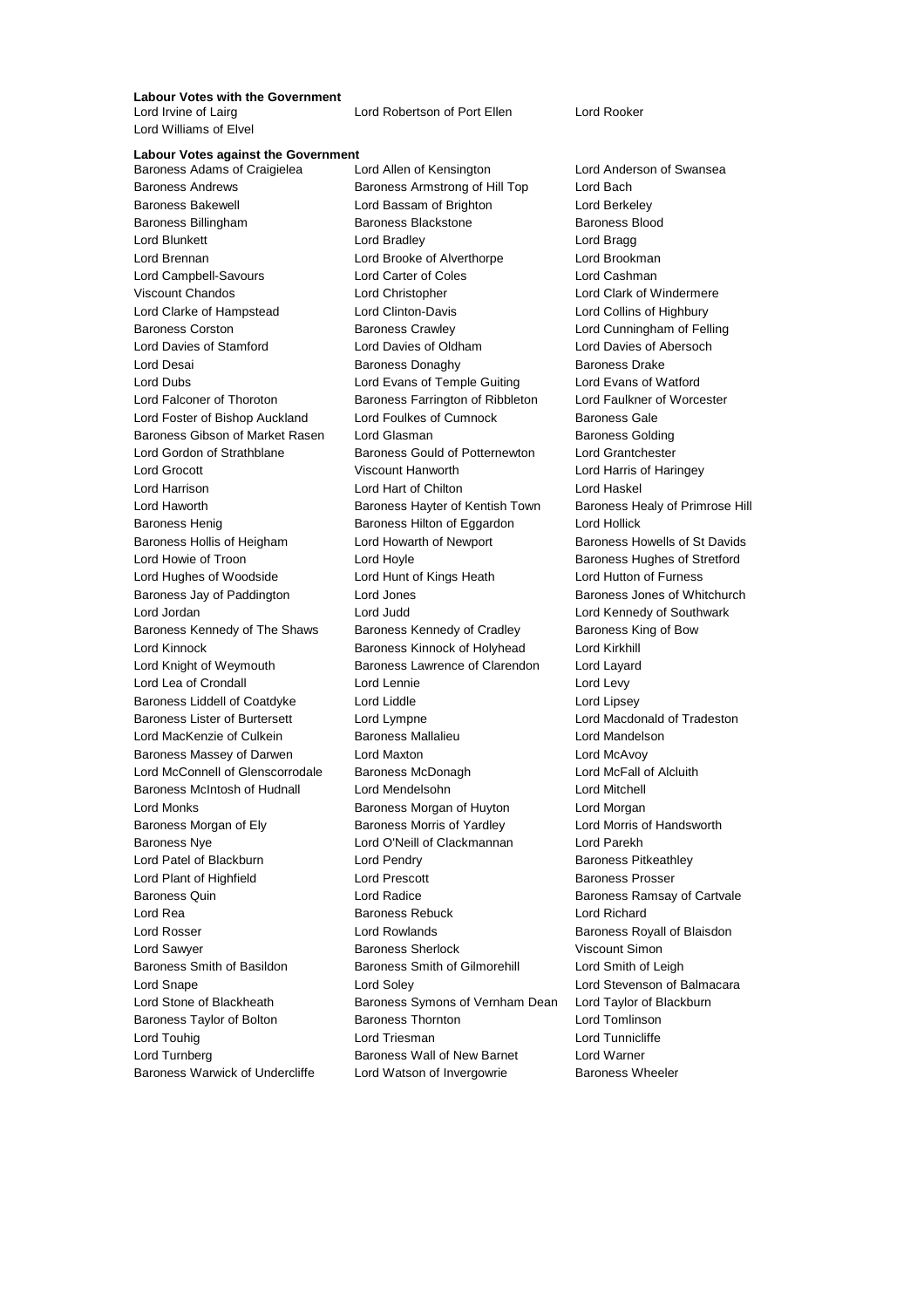**Labour Votes with the Government**

Lord Irvine of Lairg
Lord Robertson of Port Ellen
Lord Rooker
Lord Williams of Elvel

**Labour Votes against the Government**

Baroness Adams of Craigielea
Lord Allen of Kensington
Lord Anderson of Swansea
Baroness Andrews
Baroness Armstrong of Hill Top
Lord Bach
Baroness Bakewell
Lord Bassam of Brighton
Lord Berkeley
Baroness Billingham
Baroness Blackstone
Baroness Blood
Lord Blunkett
Lord Bradley
Lord Bragg
Lord Brennan
Lord Brooke of Alverthorpe
Lord Brookman
Lord Campbell-Savours
Lord Carter of Coles
Lord Cashman
Viscount Chandos
Lord Christopher
Lord Clark of Windermere
Lord Clarke of Hampstead
Lord Clinton-Davis
Lord Collins of Highbury
Baroness Corston
Baroness Crawley
Lord Cunningham of Felling
Lord Davies of Stamford
Lord Davies of Oldham
Lord Davies of Abersoch
Lord Desai
Baroness Donaghy
Baroness Drake
Lord Dubs
Lord Evans of Temple Guiting
Lord Evans of Watford
Lord Falconer of Thoroton
Baroness Farrington of Ribbleton
Lord Faulkner of Worcester
Lord Foster of Bishop Auckland
Lord Foulkes of Cumnock
Baroness Gale
Baroness Gibson of Market Rasen
Lord Glasman
Baroness Golding
Lord Gordon of Strathblane
Baroness Gould of Potternewton
Lord Grantchester
Lord Grocott
Viscount Hanworth
Lord Harris of Haringey
Lord Harrison
Lord Hart of Chilton
Lord Haskel
Lord Haworth
Baroness Hayter of Kentish Town
Baroness Healy of Primrose Hill
Baroness Henig
Baroness Hilton of Eggardon
Lord Hollick
Baroness Hollis of Heigham
Lord Howarth of Newport
Baroness Howells of St Davids
Lord Howie of Troon
Lord Hoyle
Baroness Hughes of Stretford
Lord Hughes of Woodside
Lord Hunt of Kings Heath
Lord Hutton of Furness
Baroness Jay of Paddington
Lord Jones
Baroness Jones of Whitchurch
Lord Jordan
Lord Judd
Lord Kennedy of Southwark
Baroness Kennedy of The Shaws
Baroness Kennedy of Cradley
Baroness King of Bow
Lord Kinnock
Baroness Kinnock of Holyhead
Lord Kirkhill
Lord Knight of Weymouth
Baroness Lawrence of Clarendon
Lord Layard
Lord Lea of Crondall
Lord Lennie
Lord Levy
Baroness Liddell of Coatdyke
Lord Liddle
Lord Lipsey
Baroness Lister of Burtersett
Lord Lympne
Lord Macdonald of Tradeston
Lord MacKenzie of Culkein
Baroness Mallalieu
Lord Mandelson
Baroness Massey of Darwen
Lord Maxton
Lord McAvoy
Lord McConnell of Glenscorrodale
Baroness McDonagh
Lord McFall of Alcluith
Baroness McIntosh of Hudnall
Lord Mendelsohn
Lord Mitchell
Lord Monks
Baroness Morgan of Huyton
Lord Morgan
Baroness Morgan of Ely
Baroness Morris of Yardley
Lord Morris of Handsworth
Baroness Nye
Lord O'Neill of Clackmannan
Lord Parekh
Lord Patel of Blackburn
Lord Pendry
Baroness Pitkeathley
Lord Plant of Highfield
Lord Prescott
Baroness Prosser
Baroness Quin
Lord Radice
Baroness Ramsay of Cartvale
Lord Rea
Baroness Rebuck
Lord Richard
Lord Rosser
Lord Rowlands
Baroness Royall of Blaisdon
Lord Sawyer
Baroness Sherlock
Viscount Simon
Baroness Smith of Basildon
Baroness Smith of Gilmorehill
Lord Smith of Leigh
Lord Snape
Lord Soley
Lord Stevenson of Balmacara
Lord Stone of Blackheath
Baroness Symons of Vernham Dean
Lord Taylor of Blackburn
Baroness Taylor of Bolton
Baroness Thornton
Lord Tomlinson
Lord Touhig
Lord Triesman
Lord Tunnicliffe
Lord Turnberg
Baroness Wall of New Barnet
Lord Warner
Baroness Warwick of Undercliffe
Lord Watson of Invergowrie
Baroness Wheeler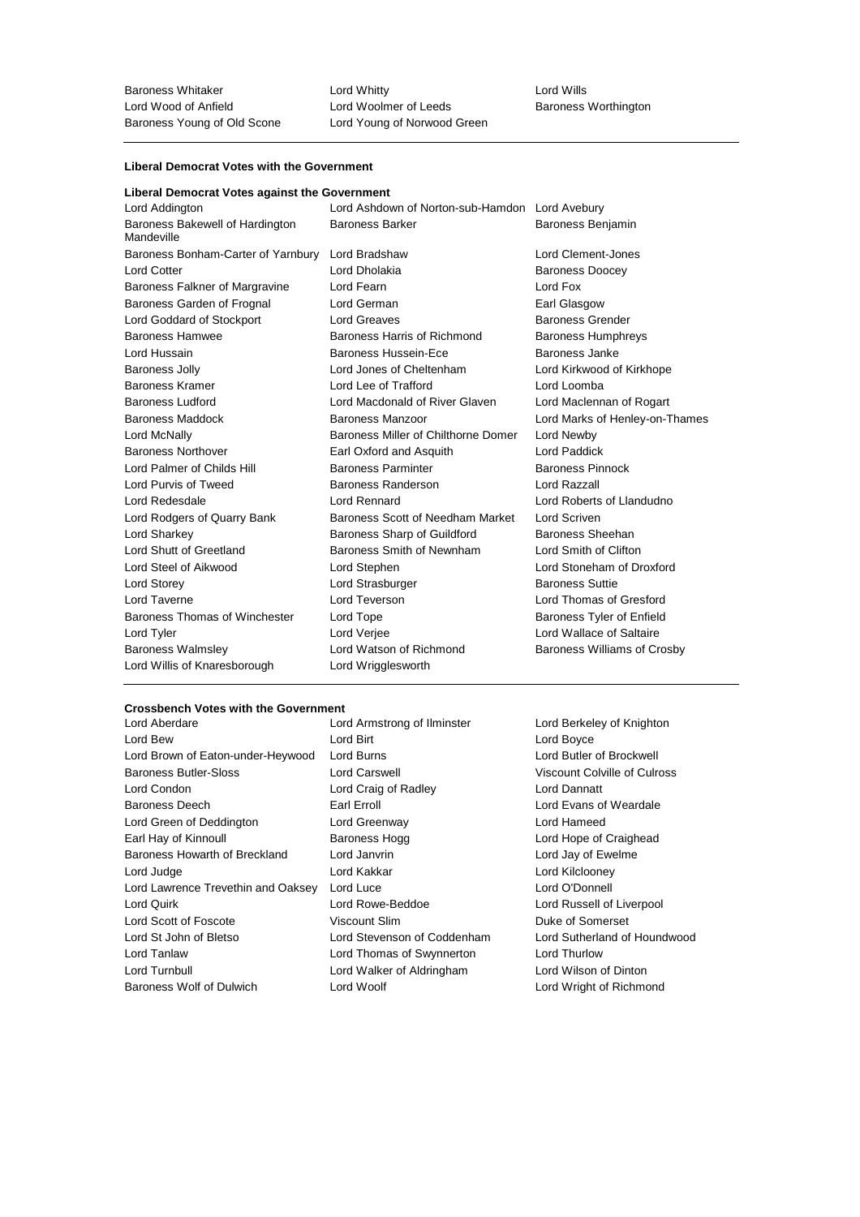| | | |
|---|---|---|
| Baroness Whitaker | Lord Whitty | Lord Wills |
| Lord Wood of Anfield | Lord Woolmer of Leeds | Baroness Worthington |
| Baroness Young of Old Scone | Lord Young of Norwood Green | |

**Liberal Democrat Votes with the Government**

**Liberal Democrat Votes against the Government**

| | | |
|---|---|---|
| Lord Addington | Lord Ashdown of Norton-sub-Hamdon | Lord Avebury |
| Baroness Bakewell of Hardington Mandeville | Baroness Barker | Baroness Benjamin |
| Baroness Bonham-Carter of Yarnbury | Lord Bradshaw | Lord Clement-Jones |
| Lord Cotter | Lord Dholakia | Baroness Doocey |
| Baroness Falkner of Margravine | Lord Fearn | Lord Fox |
| Baroness Garden of Frognal | Lord German | Earl Glasgow |
| Lord Goddard of Stockport | Lord Greaves | Baroness Grender |
| Baroness Hamwee | Baroness Harris of Richmond | Baroness Humphreys |
| Lord Hussain | Baroness Hussein-Ece | Baroness Janke |
| Baroness Jolly | Lord Jones of Cheltenham | Lord Kirkwood of Kirkhope |
| Baroness Kramer | Lord Lee of Trafford | Lord Loomba |
| Baroness Ludford | Lord Macdonald of River Glaven | Lord Maclennan of Rogart |
| Baroness Maddock | Baroness Manzoor | Lord Marks of Henley-on-Thames |
| Lord McNally | Baroness Miller of Chilthorne Domer | Lord Newby |
| Baroness Northover | Earl Oxford and Asquith | Lord Paddick |
| Lord Palmer of Childs Hill | Baroness Parminter | Baroness Pinnock |
| Lord Purvis of Tweed | Baroness Randerson | Lord Razzall |
| Lord Redesdale | Lord Rennard | Lord Roberts of Llandudno |
| Lord Rodgers of Quarry Bank | Baroness Scott of Needham Market | Lord Scriven |
| Lord Sharkey | Baroness Sharp of Guildford | Baroness Sheehan |
| Lord Shutt of Greetland | Baroness Smith of Newnham | Lord Smith of Clifton |
| Lord Steel of Aikwood | Lord Stephen | Lord Stoneham of Droxford |
| Lord Storey | Lord Strasburger | Baroness Suttie |
| Lord Taverne | Lord Teverson | Lord Thomas of Gresford |
| Baroness Thomas of Winchester | Lord Tope | Baroness Tyler of Enfield |
| Lord Tyler | Lord Verjee | Lord Wallace of Saltaire |
| Baroness Walmsley | Lord Watson of Richmond | Baroness Williams of Crosby |
| Lord Willis of Knaresborough | Lord Wrigglesworth | |

**Crossbench Votes with the Government**

| | | |
|---|---|---|
| Lord Aberdare | Lord Armstrong of Ilminster | Lord Berkeley of Knighton |
| Lord Bew | Lord Birt | Lord Boyce |
| Lord Brown of Eaton-under-Heywood | Lord Burns | Lord Butler of Brockwell |
| Baroness Butler-Sloss | Lord Carswell | Viscount Colville of Culross |
| Lord Condon | Lord Craig of Radley | Lord Dannatt |
| Baroness Deech | Earl Erroll | Lord Evans of Weardale |
| Lord Green of Deddington | Lord Greenway | Lord Hameed |
| Earl Hay of Kinnoull | Baroness Hogg | Lord Hope of Craighead |
| Baroness Howarth of Breckland | Lord Janvrin | Lord Jay of Ewelme |
| Lord Judge | Lord Kakkar | Lord Kilclooney |
| Lord Lawrence Trevethin and Oaksey | Lord Luce | Lord O'Donnell |
| Lord Quirk | Lord Rowe-Beddoe | Lord Russell of Liverpool |
| Lord Scott of Foscote | Viscount Slim | Duke of Somerset |
| Lord St John of Bletso | Lord Stevenson of Coddenham | Lord Sutherland of Houndwood |
| Lord Tanlaw | Lord Thomas of Swynnerton | Lord Thurlow |
| Lord Turnbull | Lord Walker of Aldringham | Lord Wilson of Dinton |
| Baroness Wolf of Dulwich | Lord Woolf | Lord Wright of Richmond |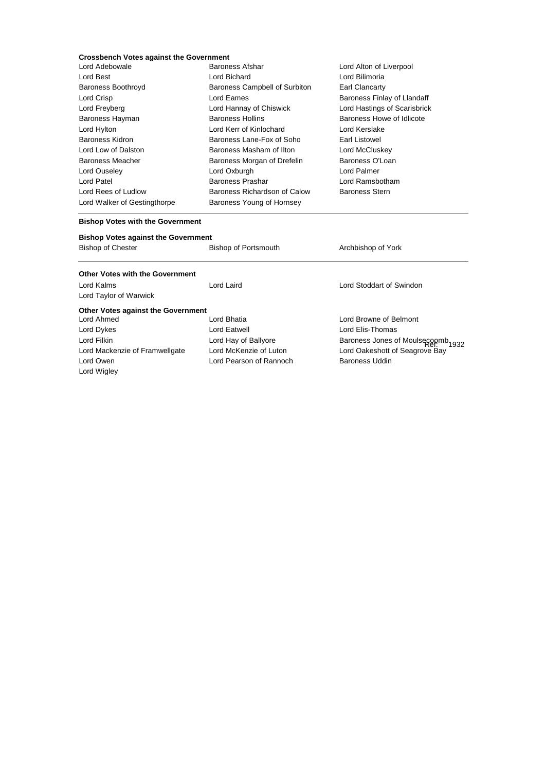**Crossbench Votes against the Government**

| | | |
|---|---|---|
| Lord Adebowale | Baroness Afshar | Lord Alton of Liverpool |
| Lord Best | Lord Bichard | Lord Bilimoria |
| Baroness Boothroyd | Baroness Campbell of Surbiton | Earl Clancarty |
| Lord Crisp | Lord Eames | Baroness Finlay of Llandaff |
| Lord Freyberg | Lord Hannay of Chiswick | Lord Hastings of Scarisbrick |
| Baroness Hayman | Baroness Hollins | Baroness Howe of Idlicote |
| Lord Hylton | Lord Kerr of Kinlochard | Lord Kerslake |
| Baroness Kidron | Baroness Lane-Fox of Soho | Earl Listowel |
| Lord Low of Dalston | Baroness Masham of Ilton | Lord McCluskey |
| Baroness Meacher | Baroness Morgan of Drefelin | Baroness O'Loan |
| Lord Ouseley | Lord Oxburgh | Lord Palmer |
| Lord Patel | Baroness Prashar | Lord Ramsbotham |
| Lord Rees of Ludlow | Baroness Richardson of Calow | Baroness Stern |
| Lord Walker of Gestingthorpe | Baroness Young of Hornsey | |

**Bishop Votes with the Government**

**Bishop Votes against the Government**

| | | |
|---|---|---|
| Bishop of Chester | Bishop of Portsmouth | Archbishop of York |

**Other Votes with the Government**

| | | |
|---|---|---|
| Lord Kalms | Lord Laird | Lord Stoddart of Swindon |
| Lord Taylor of Warwick | | |

**Other Votes against the Government**

| | | |
|---|---|---|
| Lord Ahmed | Lord Bhatia | Lord Browne of Belmont |
| Lord Dykes | Lord Eatwell | Lord Elis-Thomas |
| Lord Filkin | Lord Hay of Ballyore | Baroness Jones of Moulsecoomb |
| Lord Mackenzie of Framwellgate | Lord McKenzie of Luton | Lord Oakeshott of Seagrove Bay |
| Lord Owen | Lord Pearson of Rannoch | Baroness Uddin |
| Lord Wigley | | |

Ref: 1932